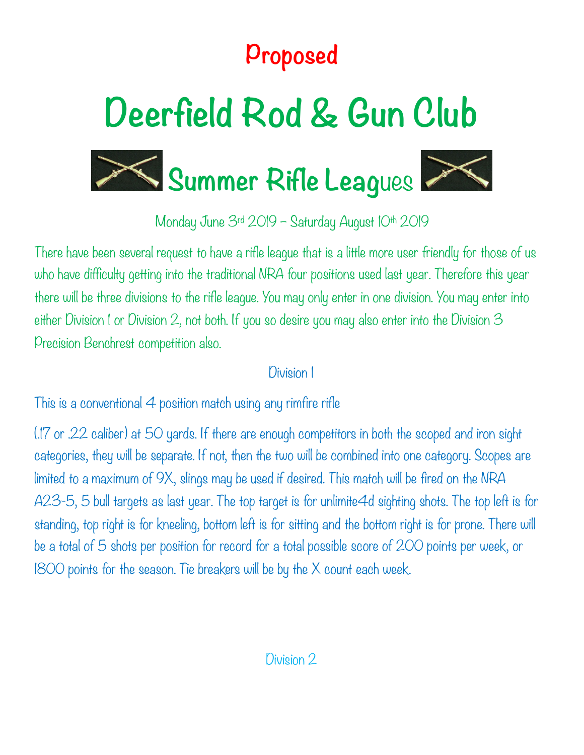## Proposed

# Deerfield Rod & Gun Club

## Summer Rifle Leagues

Monday June 3rd 2019 – Saturday August 10th 2019

There have been several request to have a rifle league that is a little more user friendly for those of us who have difficulty getting into the traditional NRA four positions used last year. Therefore this year there will be three divisions to the rifle league. You may only enter in one division. You may enter into either Division 1 or Division 2, not both. If you so desire you may also enter into the Division 3 Precision Benchrest competition also.

### Division 1

This is a conventional 4 position match using any rimfire rifle

(.17 or .22 caliber) at 50 yards. If there are enough competitors in both the scoped and iron sight categories, they will be separate. If not, then the two will be combined into one category. Scopes are limited to a maximum of 9X, slings may be used if desired. This match will be fired on the NRA A23-5, 5 bull targets as last year. The top target is for unlimite4d sighting shots. The top left is for standing, top right is for kneeling, bottom left is for sitting and the bottom right is for prone. There will be a total of 5 shots per position for record for a total possible score of 200 points per week, or 1800 points for the season. Tie breakers will be by the X count each week.

### Division 2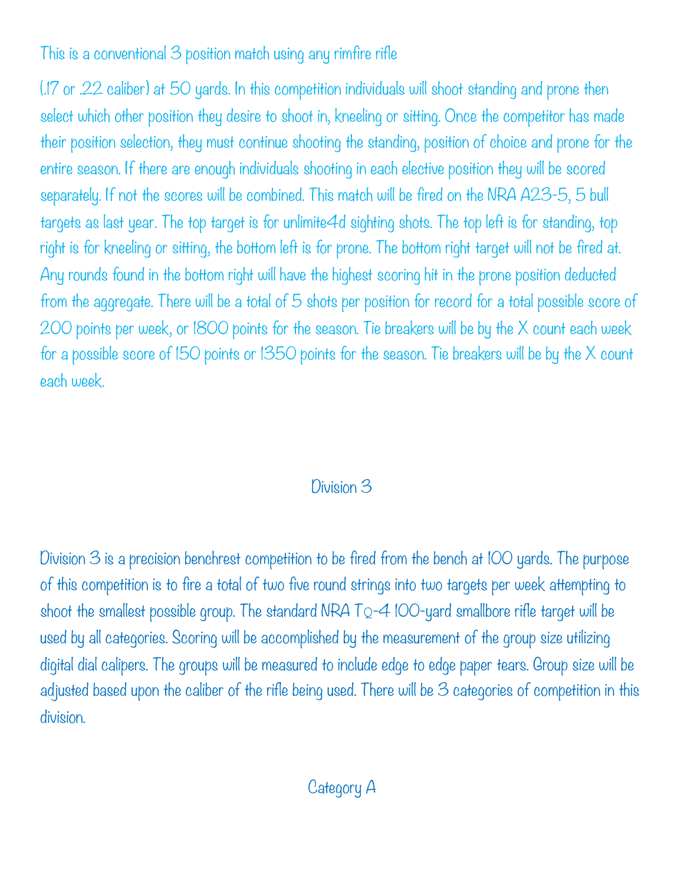This is a conventional 3 position match using any rimfire rifle

(.17 or .22 caliber) at 50 yards. In this competition individuals will shoot standing and prone then select which other position they desire to shoot in, kneeling or sitting. Once the competitor has made their position selection, they must continue shooting the standing, position of choice and prone for the entire season. If there are enough individuals shooting in each elective position they will be scored separately. If not the scores will be combined. This match will be fired on the NRA A23-5, 5 bull targets as last year. The top target is for unlimite4d sighting shots. The top left is for standing, top right is for kneeling or sitting, the bottom left is for prone. The bottom right target will not be fired at. Any rounds found in the bottom right will have the highest scoring hit in the prone position deducted from the aggregate. There will be a total of 5 shots per position for record for a total possible score of 200 points per week, or 1800 points for the season. Tie breakers will be by the X count each week for a possible score of 150 points or 1350 points for the season. Tie breakers will be by the X count each week.

## Division 3

Division 3 is a precision benchrest competition to be fired from the bench at 100 yards. The purpose of this competition is to fire a total of two five round strings into two targets per week attempting to shoot the smallest possible group. The standard NRA TQ-4 100-yard smallbore rifle target will be used by all categories. Scoring will be accomplished by the measurement of the group size utilizing digital dial calipers. The groups will be measured to include edge to edge paper tears. Group size will be adjusted based upon the caliber of the rifle being used. There will be 3 categories of competition in this division.

### Category A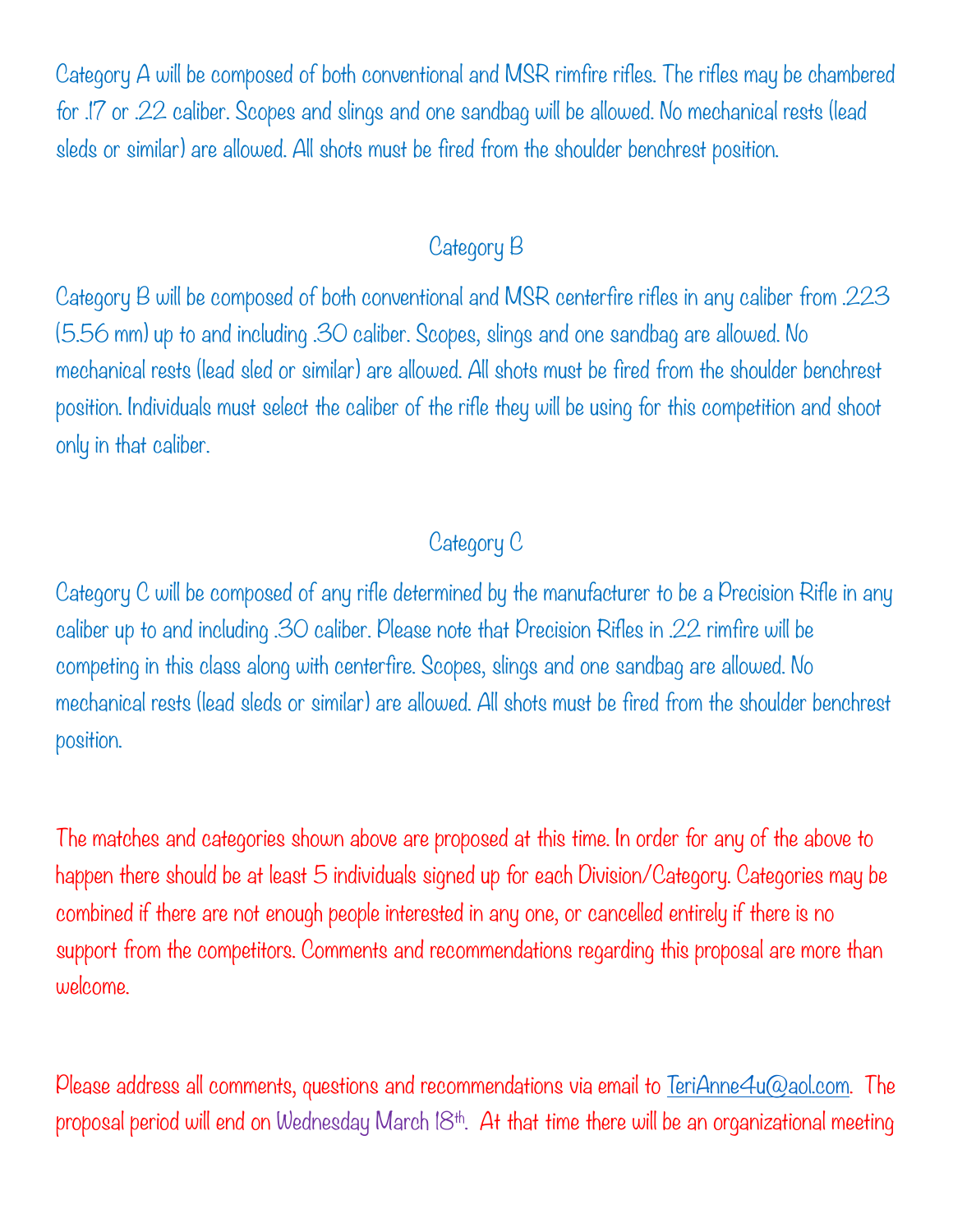Category A will be composed of both conventional and MSR rimfire rifles. The rifles may be chambered for .17 or .22 caliber. Scopes and slings and one sandbag will be allowed. No mechanical rests (lead sleds or similar) are allowed. All shots must be fired from the shoulder benchrest position.

## Category B

Category B will be composed of both conventional and MSR centerfire rifles in any caliber from .223 (5.56 mm) up to and including .30 caliber. Scopes, slings and one sandbag are allowed. No mechanical rests (lead sled or similar) are allowed. All shots must be fired from the shoulder benchrest position. Individuals must select the caliber of the rifle they will be using for this competition and shoot only in that caliber.

## Category C

Category C will be composed of any rifle determined by the manufacturer to be a Precision Rifle in any caliber up to and including .30 caliber. Please note that Precision Rifles in .22 rimfire will be competing in this class along with centerfire. Scopes, slings and one sandbag are allowed. No mechanical rests (lead sleds or similar) are allowed. All shots must be fired from the shoulder benchrest position.

The matches and categories shown above are proposed at this time. In order for any of the above to happen there should be at least 5 individuals signed up for each Division/Category. Categories may be combined if there are not enough people interested in any one, or cancelled entirely if there is no support from the competitors. Comments and recommendations regarding this proposal are more than welcome.

Please address all comments, questions and recommendations via email to TeriAnne4u@aol.com. The proposal period will end on Wednesday March 18th. At that time there will be an organizational meeting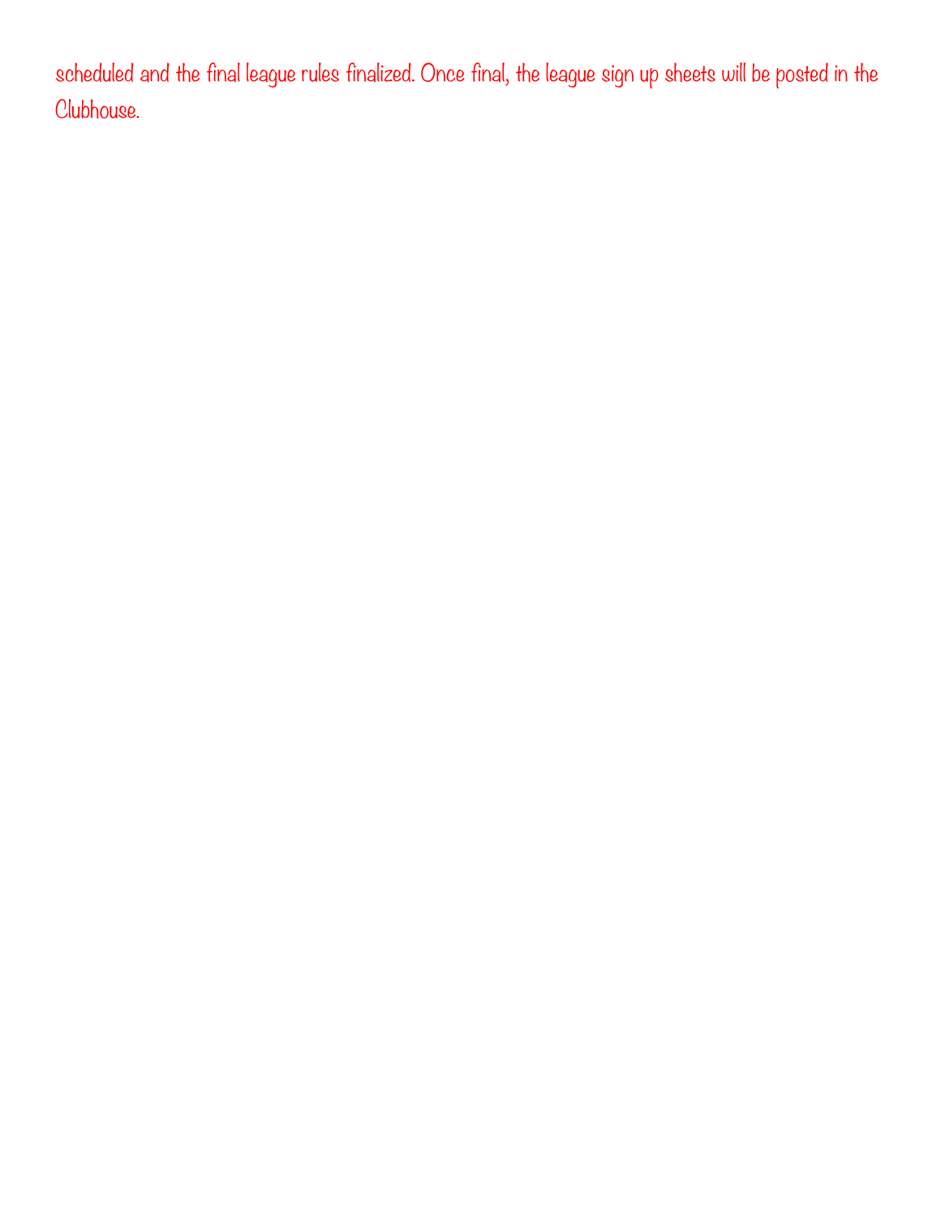scheduled and the final league rules finalized. Once final, the league sign up sheets will be posted in the Clubhouse.